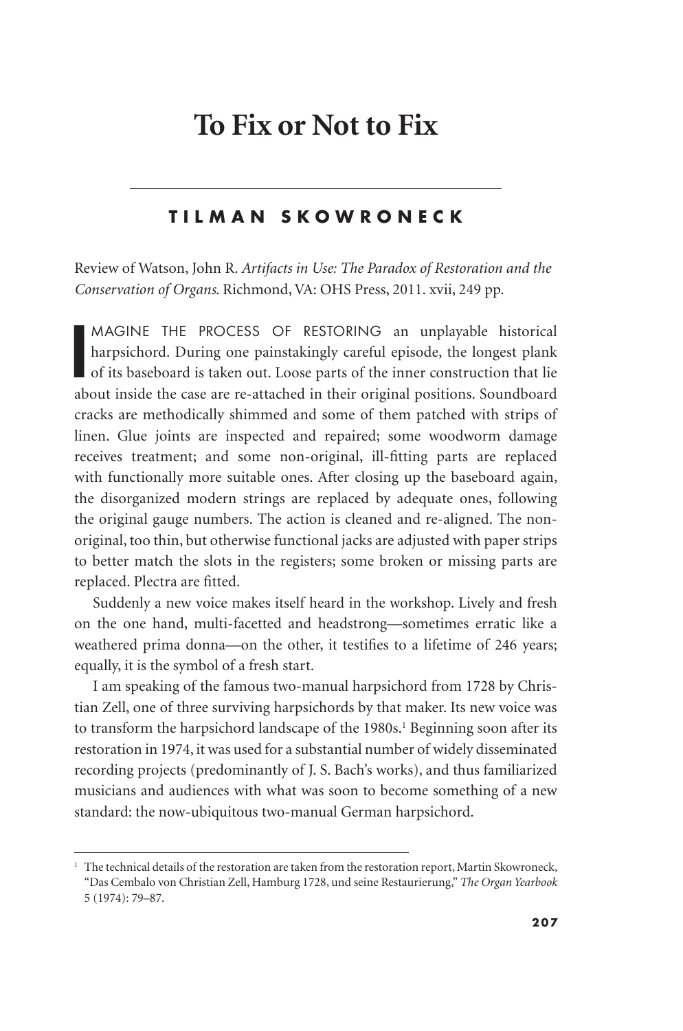# To Fix or Not to Fix

## TILMAN SKOWRONECK

Review of Watson, John R. *Artifacts in Use: The Paradox of Restoration and the Conservation of Organs.* Richmond, VA: OHS Press, 2011. xvii, 249 pp.

IMAGINE THE PROCESS OF RESTORING an unplayable historical harpsichord. During one painstakingly careful episode, the longest plank of its baseboard is taken out. Loose parts of the inner construction that lie about inside the case are re-attached in their original positions. Soundboard cracks are methodically shimmed and some of them patched with strips of linen. Glue joints are inspected and repaired; some woodworm damage receives treatment; and some non-original, ill-fitting parts are replaced with functionally more suitable ones. After closing up the baseboard again, the disorganized modern strings are replaced by adequate ones, following the original gauge numbers. The action is cleaned and re-aligned. The non-original, too thin, but otherwise functional jacks are adjusted with paper strips to better match the slots in the registers; some broken or missing parts are replaced. Plectra are fitted.

Suddenly a new voice makes itself heard in the workshop. Lively and fresh on the one hand, multi-facetted and headstrong—sometimes erratic like a weathered prima donna—on the other, it testifies to a lifetime of 246 years; equally, it is the symbol of a fresh start.

I am speaking of the famous two-manual harpsichord from 1728 by Christian Zell, one of three surviving harpsichords by that maker. Its new voice was to transform the harpsichord landscape of the 1980s.[1] Beginning soon after its restoration in 1974, it was used for a substantial number of widely disseminated recording projects (predominantly of J. S. Bach's works), and thus familiarized musicians and audiences with what was soon to become something of a new standard: the now-ubiquitous two-manual German harpsichord.

[1] The technical details of the restoration are taken from the restoration report, Martin Skowroneck, "Das Cembalo von Christian Zell, Hamburg 1728, und seine Restaurierung," *The Organ Yearbook* 5 (1974): 79–87.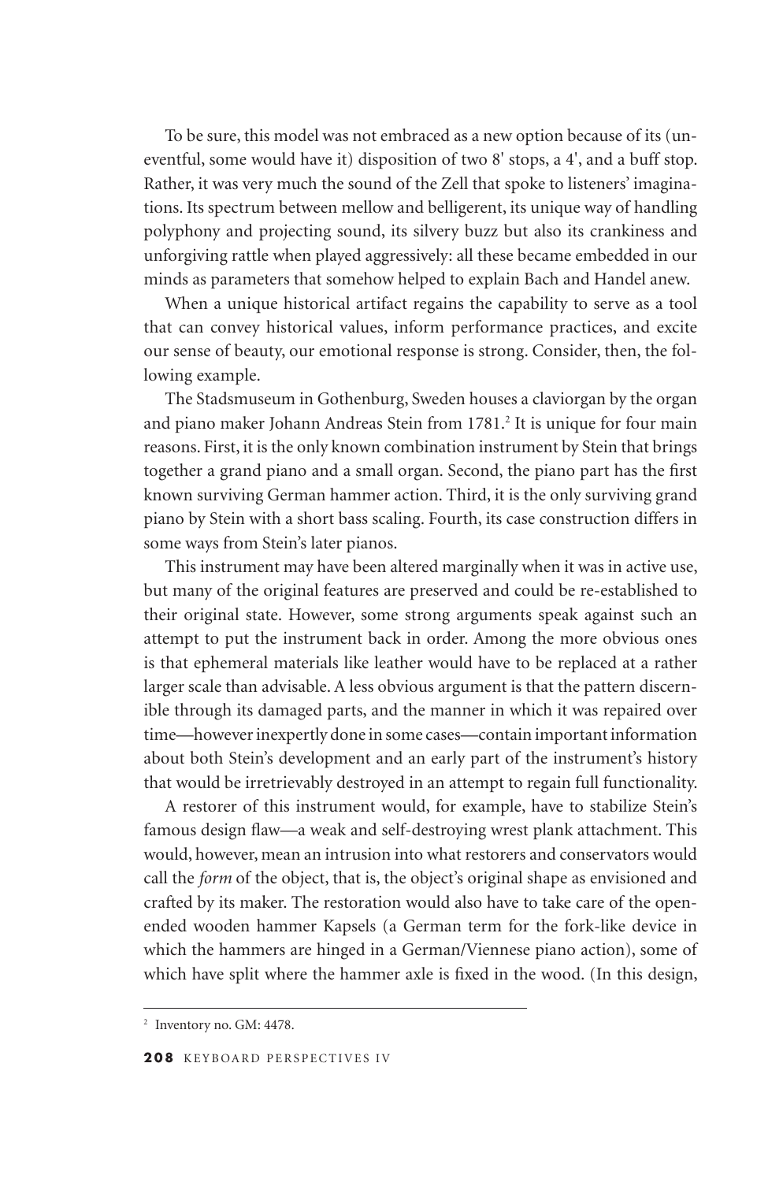To be sure, this model was not embraced as a new option because of its (uneventful, some would have it) disposition of two 8' stops, a 4', and a buff stop. Rather, it was very much the sound of the Zell that spoke to listeners' imaginations. Its spectrum between mellow and belligerent, its unique way of handling polyphony and projecting sound, its silvery buzz but also its crankiness and unforgiving rattle when played aggressively: all these became embedded in our minds as parameters that somehow helped to explain Bach and Handel anew.

When a unique historical artifact regains the capability to serve as a tool that can convey historical values, inform performance practices, and excite our sense of beauty, our emotional response is strong. Consider, then, the following example.

The Stadsmuseum in Gothenburg, Sweden houses a claviorgan by the organ and piano maker Johann Andreas Stein from 1781.[2] It is unique for four main reasons. First, it is the only known combination instrument by Stein that brings together a grand piano and a small organ. Second, the piano part has the first known surviving German hammer action. Third, it is the only surviving grand piano by Stein with a short bass scaling. Fourth, its case construction differs in some ways from Stein's later pianos.

This instrument may have been altered marginally when it was in active use, but many of the original features are preserved and could be re-established to their original state. However, some strong arguments speak against such an attempt to put the instrument back in order. Among the more obvious ones is that ephemeral materials like leather would have to be replaced at a rather larger scale than advisable. A less obvious argument is that the pattern discernible through its damaged parts, and the manner in which it was repaired over time—however inexpertly done in some cases—contain important information about both Stein's development and an early part of the instrument's history that would be irretrievably destroyed in an attempt to regain full functionality.

A restorer of this instrument would, for example, have to stabilize Stein's famous design flaw—a weak and self-destroying wrest plank attachment. This would, however, mean an intrusion into what restorers and conservators would call the *form* of the object, that is, the object's original shape as envisioned and crafted by its maker. The restoration would also have to take care of the open-ended wooden hammer Kapsels (a German term for the fork-like device in which the hammers are hinged in a German/Viennese piano action), some of which have split where the hammer axle is fixed in the wood. (In this design,

[2] Inventory no. GM: 4478.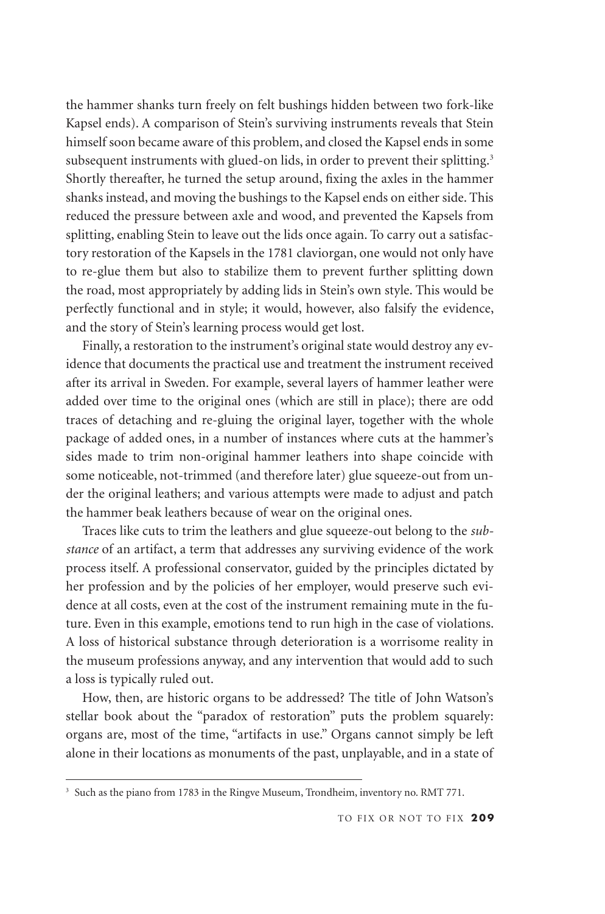the hammer shanks turn freely on felt bushings hidden between two fork-like Kapsel ends). A comparison of Stein's surviving instruments reveals that Stein himself soon became aware of this problem, and closed the Kapsel ends in some subsequent instruments with glued-on lids, in order to prevent their splitting.[3] Shortly thereafter, he turned the setup around, fixing the axles in the hammer shanks instead, and moving the bushings to the Kapsel ends on either side. This reduced the pressure between axle and wood, and prevented the Kapsels from splitting, enabling Stein to leave out the lids once again. To carry out a satisfactory restoration of the Kapsels in the 1781 claviorgan, one would not only have to re-glue them but also to stabilize them to prevent further splitting down the road, most appropriately by adding lids in Stein's own style. This would be perfectly functional and in style; it would, however, also falsify the evidence, and the story of Stein's learning process would get lost.

Finally, a restoration to the instrument's original state would destroy any evidence that documents the practical use and treatment the instrument received after its arrival in Sweden. For example, several layers of hammer leather were added over time to the original ones (which are still in place); there are odd traces of detaching and re-gluing the original layer, together with the whole package of added ones, in a number of instances where cuts at the hammer's sides made to trim non-original hammer leathers into shape coincide with some noticeable, not-trimmed (and therefore later) glue squeeze-out from under the original leathers; and various attempts were made to adjust and patch the hammer beak leathers because of wear on the original ones.

Traces like cuts to trim the leathers and glue squeeze-out belong to the *substance* of an artifact, a term that addresses any surviving evidence of the work process itself. A professional conservator, guided by the principles dictated by her profession and by the policies of her employer, would preserve such evidence at all costs, even at the cost of the instrument remaining mute in the future. Even in this example, emotions tend to run high in the case of violations. A loss of historical substance through deterioration is a worrisome reality in the museum professions anyway, and any intervention that would add to such a loss is typically ruled out.

How, then, are historic organs to be addressed? The title of John Watson's stellar book about the "paradox of restoration" puts the problem squarely: organs are, most of the time, "artifacts in use." Organs cannot simply be left alone in their locations as monuments of the past, unplayable, and in a state of

[3] Such as the piano from 1783 in the Ringve Museum, Trondheim, inventory no. RMT 771.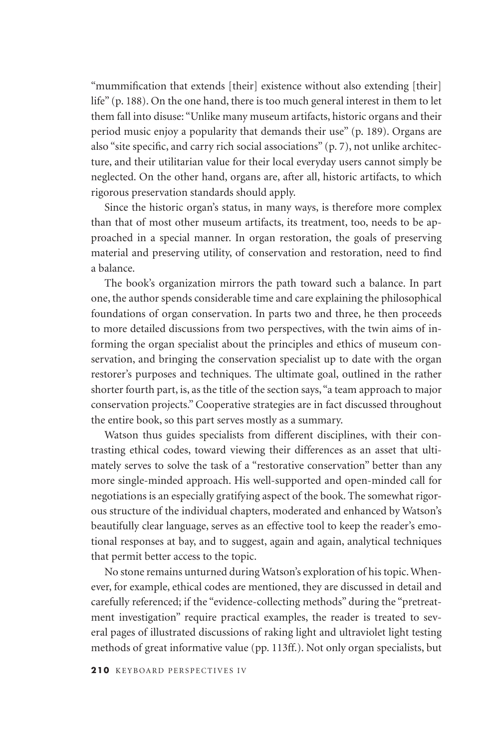"mummification that extends [their] existence without also extending [their] life" (p. 188). On the one hand, there is too much general interest in them to let them fall into disuse: "Unlike many museum artifacts, historic organs and their period music enjoy a popularity that demands their use" (p. 189). Organs are also "site specific, and carry rich social associations" (p. 7), not unlike architecture, and their utilitarian value for their local everyday users cannot simply be neglected. On the other hand, organs are, after all, historic artifacts, to which rigorous preservation standards should apply.

Since the historic organ's status, in many ways, is therefore more complex than that of most other museum artifacts, its treatment, too, needs to be approached in a special manner. In organ restoration, the goals of preserving material and preserving utility, of conservation and restoration, need to find a balance.

The book's organization mirrors the path toward such a balance. In part one, the author spends considerable time and care explaining the philosophical foundations of organ conservation. In parts two and three, he then proceeds to more detailed discussions from two perspectives, with the twin aims of informing the organ specialist about the principles and ethics of museum conservation, and bringing the conservation specialist up to date with the organ restorer's purposes and techniques. The ultimate goal, outlined in the rather shorter fourth part, is, as the title of the section says, "a team approach to major conservation projects." Cooperative strategies are in fact discussed throughout the entire book, so this part serves mostly as a summary.

Watson thus guides specialists from different disciplines, with their contrasting ethical codes, toward viewing their differences as an asset that ultimately serves to solve the task of a "restorative conservation" better than any more single-minded approach. His well-supported and open-minded call for negotiations is an especially gratifying aspect of the book. The somewhat rigorous structure of the individual chapters, moderated and enhanced by Watson's beautifully clear language, serves as an effective tool to keep the reader's emotional responses at bay, and to suggest, again and again, analytical techniques that permit better access to the topic.

No stone remains unturned during Watson's exploration of his topic. Whenever, for example, ethical codes are mentioned, they are discussed in detail and carefully referenced; if the "evidence-collecting methods" during the "pretreatment investigation" require practical examples, the reader is treated to several pages of illustrated discussions of raking light and ultraviolet light testing methods of great informative value (pp. 113ff.). Not only organ specialists, but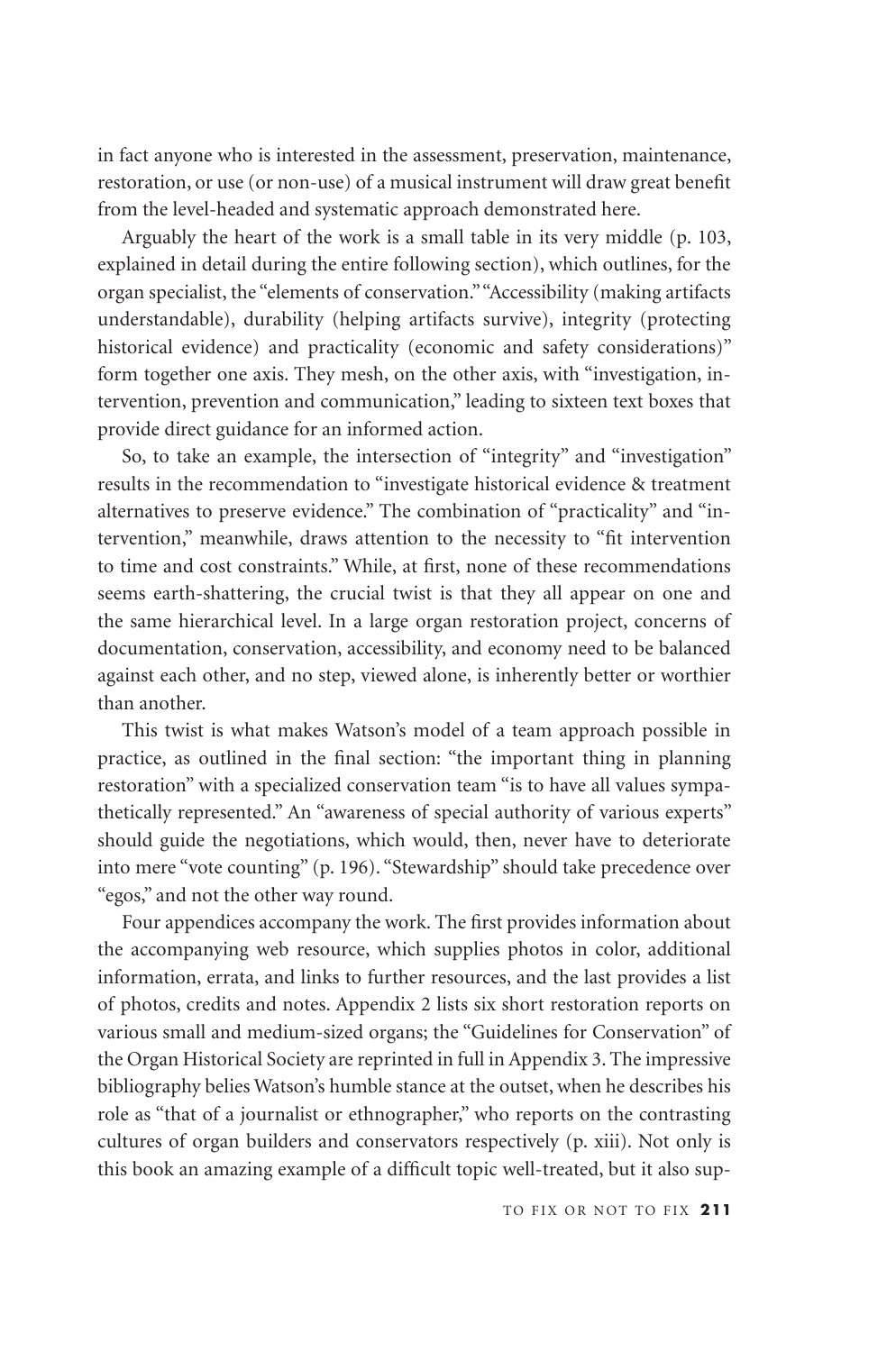in fact anyone who is interested in the assessment, preservation, maintenance, restoration, or use (or non-use) of a musical instrument will draw great benefit from the level-headed and systematic approach demonstrated here.

Arguably the heart of the work is a small table in its very middle (p. 103, explained in detail during the entire following section), which outlines, for the organ specialist, the "elements of conservation." "Accessibility (making artifacts understandable), durability (helping artifacts survive), integrity (protecting historical evidence) and practicality (economic and safety considerations)" form together one axis. They mesh, on the other axis, with "investigation, intervention, prevention and communication," leading to sixteen text boxes that provide direct guidance for an informed action.

So, to take an example, the intersection of "integrity" and "investigation" results in the recommendation to "investigate historical evidence & treatment alternatives to preserve evidence." The combination of "practicality" and "intervention," meanwhile, draws attention to the necessity to "fit intervention to time and cost constraints." While, at first, none of these recommendations seems earth-shattering, the crucial twist is that they all appear on one and the same hierarchical level. In a large organ restoration project, concerns of documentation, conservation, accessibility, and economy need to be balanced against each other, and no step, viewed alone, is inherently better or worthier than another.

This twist is what makes Watson's model of a team approach possible in practice, as outlined in the final section: "the important thing in planning restoration" with a specialized conservation team "is to have all values sympathetically represented." An "awareness of special authority of various experts" should guide the negotiations, which would, then, never have to deteriorate into mere "vote counting" (p. 196). "Stewardship" should take precedence over "egos," and not the other way round.

Four appendices accompany the work. The first provides information about the accompanying web resource, which supplies photos in color, additional information, errata, and links to further resources, and the last provides a list of photos, credits and notes. Appendix 2 lists six short restoration reports on various small and medium-sized organs; the "Guidelines for Conservation" of the Organ Historical Society are reprinted in full in Appendix 3. The impressive bibliography belies Watson's humble stance at the outset, when he describes his role as "that of a journalist or ethnographer," who reports on the contrasting cultures of organ builders and conservators respectively (p. xiii). Not only is this book an amazing example of a difficult topic well-treated, but it also sup-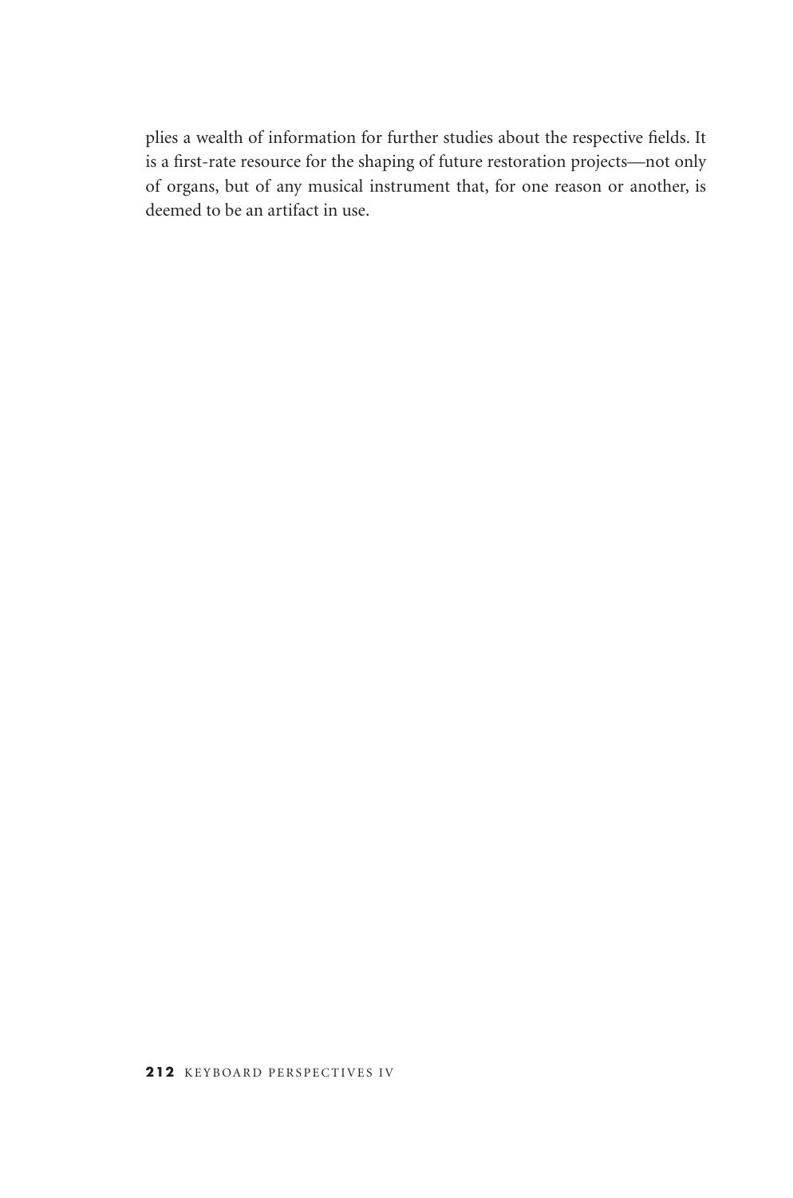plies a wealth of information for further studies about the respective fields. It is a first-rate resource for the shaping of future restoration projects—not only of organs, but of any musical instrument that, for one reason or another, is deemed to be an artifact in use.